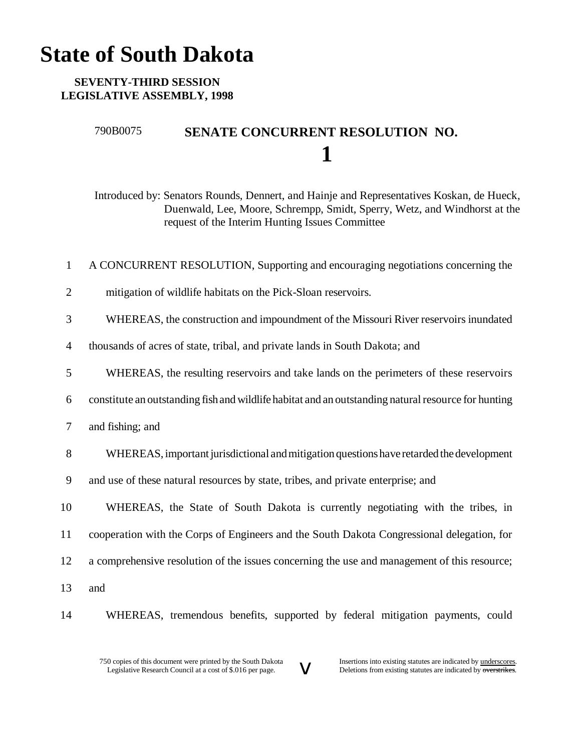# State of South Dakota

**SEVENTY-THIRD SESSION**
**LEGISLATIVE ASSEMBLY, 1998**

790B0075 **SENATE CONCURRENT RESOLUTION NO. 1**

Introduced by: Senators Rounds, Dennert, and Hainje and Representatives Koskan, de Hueck, Duenwald, Lee, Moore, Schrempp, Smidt, Sperry, Wetz, and Windhorst at the request of the Interim Hunting Issues Committee

1 A CONCURRENT RESOLUTION, Supporting and encouraging negotiations concerning the
2 mitigation of wildlife habitats on the Pick-Sloan reservoirs.
3 WHEREAS, the construction and impoundment of the Missouri River reservoirs inundated
4 thousands of acres of state, tribal, and private lands in South Dakota; and
5 WHEREAS, the resulting reservoirs and take lands on the perimeters of these reservoirs
6 constitute an outstanding fish and wildlife habitat and an outstanding natural resource for hunting
7 and fishing; and
8 WHEREAS, important jurisdictional and mitigation questions have retarded the development
9 and use of these natural resources by state, tribes, and private enterprise; and
10 WHEREAS, the State of South Dakota is currently negotiating with the tribes, in
11 cooperation with the Corps of Engineers and the South Dakota Congressional delegation, for
12 a comprehensive resolution of the issues concerning the use and management of this resource;
13 and
14 WHEREAS, tremendous benefits, supported by federal mitigation payments, could

750 copies of this document were printed by the South Dakota Legislative Research Council at a cost of $.016 per page.

Insertions into existing statutes are indicated by underscores. Deletions from existing statutes are indicated by ~~overstrikes~~.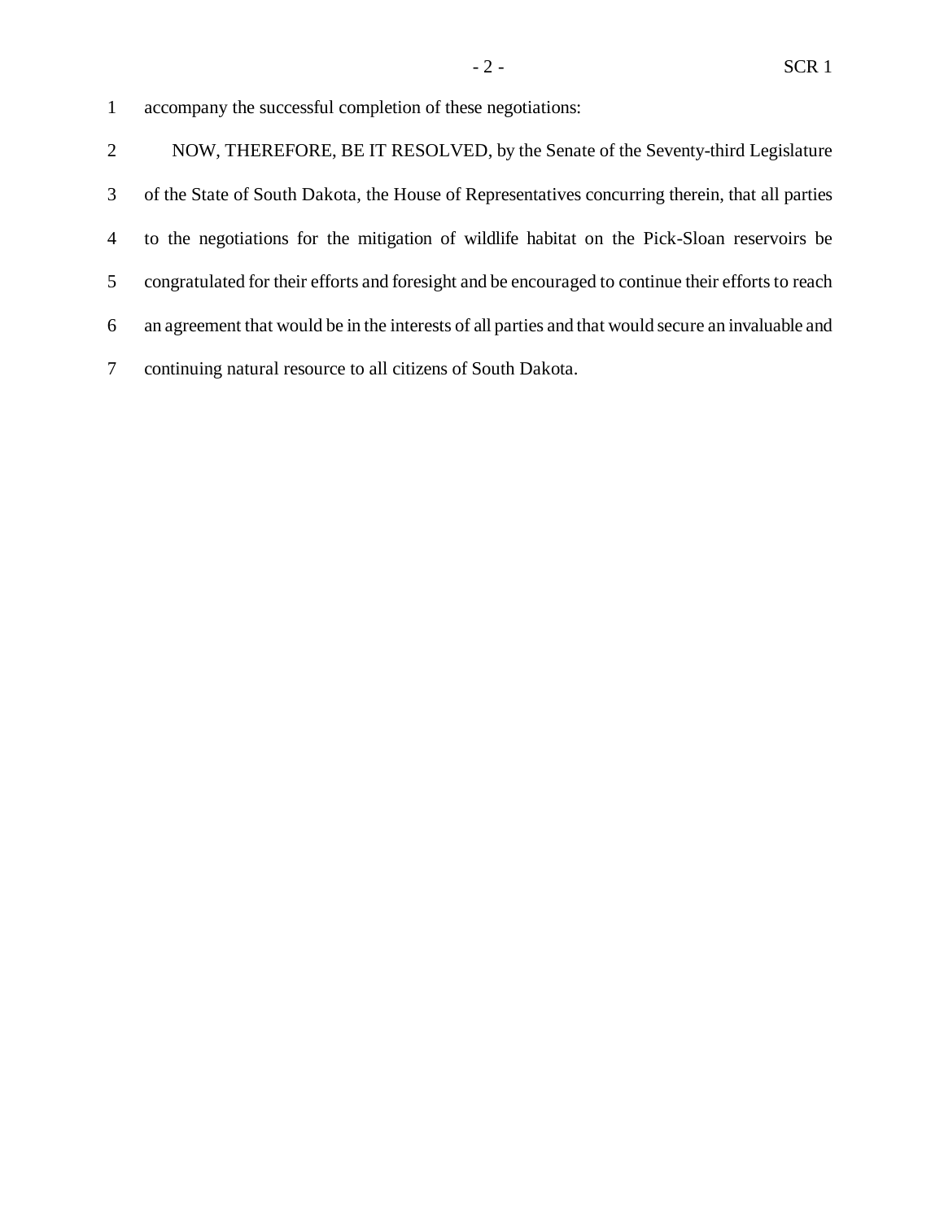accompany the successful completion of these negotiations:

NOW, THEREFORE, BE IT RESOLVED, by the Senate of the Seventy-third Legislature of the State of South Dakota, the House of Representatives concurring therein, that all parties to the negotiations for the mitigation of wildlife habitat on the Pick-Sloan reservoirs be congratulated for their efforts and foresight and be encouraged to continue their efforts to reach an agreement that would be in the interests of all parties and that would secure an invaluable and continuing natural resource to all citizens of South Dakota.